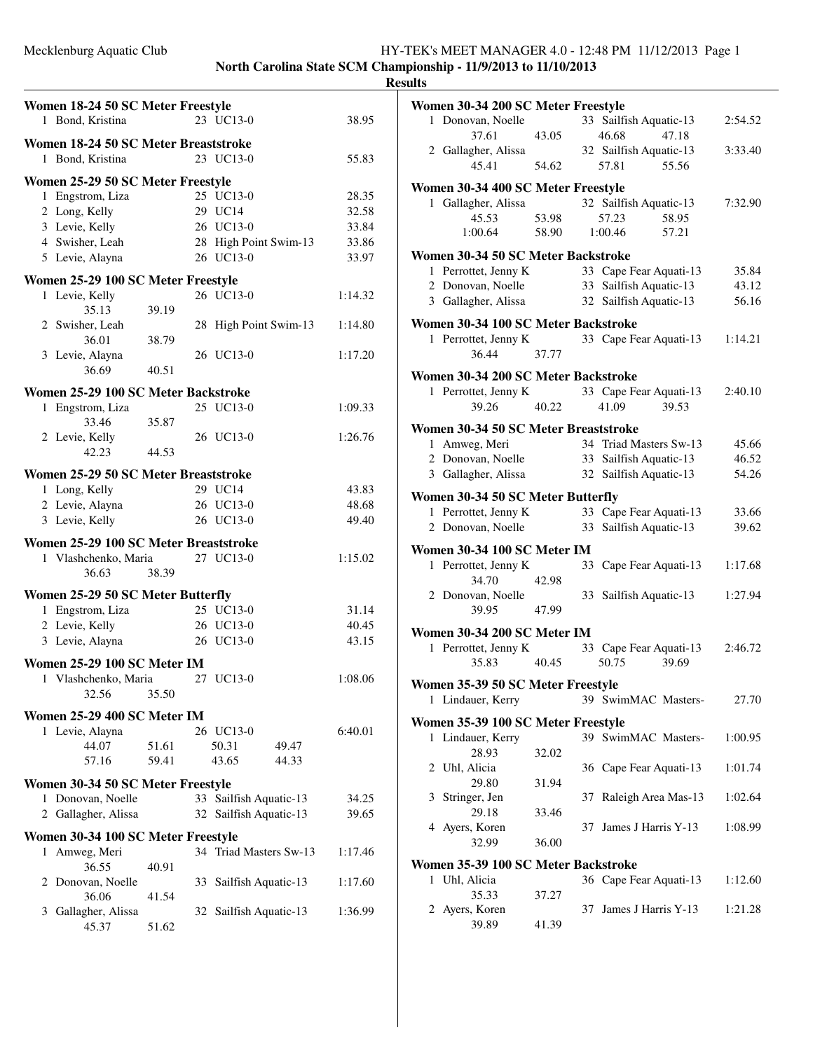**North Carolina State SCM Championship - 11/9/2013 to 11/10/2013**

**Results**

### Women 18-24 50 SC Meter Freestyle

1 Bond, Kristina 23 UC13-0 38.95

### Women 18-24 50 SC Meter Breaststroke

1 Bond, Kristina 23 UC13-0 55.83

### Women 25-29 50 SC Meter Freestyle

1 Engstrom, Liza 25 UC13-0 28.35
2 Long, Kelly 29 UC14 32.58
3 Levie, Kelly 26 UC13-0 33.84
4 Swisher, Leah 28 High Point Swim-13 33.86
5 Levie, Alayna 26 UC13-0 33.97

### Women 25-29 100 SC Meter Freestyle

1 Levie, Kelly 26 UC13-0 1:14.32
35.13 39.19
2 Swisher, Leah 28 High Point Swim-13 1:14.80
36.01 38.79
3 Levie, Alayna 26 UC13-0 1:17.20
36.69 40.51

### Women 25-29 100 SC Meter Backstroke

1 Engstrom, Liza 25 UC13-0 1:09.33
33.46 35.87
2 Levie, Kelly 26 UC13-0 1:26.76
42.23 44.53

### Women 25-29 50 SC Meter Breaststroke

1 Long, Kelly 29 UC14 43.83
2 Levie, Alayna 26 UC13-0 48.68
3 Levie, Kelly 26 UC13-0 49.40

### Women 25-29 100 SC Meter Breaststroke

1 Vlashchenko, Maria 27 UC13-0 1:15.02
36.63 38.39

### Women 25-29 50 SC Meter Butterfly

1 Engstrom, Liza 25 UC13-0 31.14
2 Levie, Kelly 26 UC13-0 40.45
3 Levie, Alayna 26 UC13-0 43.15

### Women 25-29 100 SC Meter IM

1 Vlashchenko, Maria 27 UC13-0 1:08.06
32.56 35.50

### Women 25-29 400 SC Meter IM

1 Levie, Alayna 26 UC13-0 6:40.01
44.07 51.61 50.31 49.47
57.16 59.41 43.65 44.33

### Women 30-34 50 SC Meter Freestyle

1 Donovan, Noelle 33 Sailfish Aquatic-13 34.25
2 Gallagher, Alissa 32 Sailfish Aquatic-13 39.65

### Women 30-34 100 SC Meter Freestyle

1 Amweg, Meri 34 Triad Masters Sw-13 1:17.46
36.55 40.91
2 Donovan, Noelle 33 Sailfish Aquatic-13 1:17.60
36.06 41.54
3 Gallagher, Alissa 32 Sailfish Aquatic-13 1:36.99
45.37 51.62

### Women 30-34 200 SC Meter Freestyle

1 Donovan, Noelle 33 Sailfish Aquatic-13 2:54.52
37.61 43.05 46.68 47.18
2 Gallagher, Alissa 32 Sailfish Aquatic-13 3:33.40
45.41 54.62 57.81 55.56

### Women 30-34 400 SC Meter Freestyle

1 Gallagher, Alissa 32 Sailfish Aquatic-13 7:32.90
45.53 53.98 57.23 58.95
1:00.64 58.90 1:00.46 57.21

### Women 30-34 50 SC Meter Backstroke

1 Perrottet, Jenny K 33 Cape Fear Aquati-13 35.84
2 Donovan, Noelle 33 Sailfish Aquatic-13 43.12
3 Gallagher, Alissa 32 Sailfish Aquatic-13 56.16

### Women 30-34 100 SC Meter Backstroke

1 Perrottet, Jenny K 33 Cape Fear Aquati-13 1:14.21
36.44 37.77

### Women 30-34 200 SC Meter Backstroke

1 Perrottet, Jenny K 33 Cape Fear Aquati-13 2:40.10
39.26 40.22 41.09 39.53

### Women 30-34 50 SC Meter Breaststroke

1 Amweg, Meri 34 Triad Masters Sw-13 45.66
2 Donovan, Noelle 33 Sailfish Aquatic-13 46.52
3 Gallagher, Alissa 32 Sailfish Aquatic-13 54.26

### Women 30-34 50 SC Meter Butterfly

1 Perrottet, Jenny K 33 Cape Fear Aquati-13 33.66
2 Donovan, Noelle 33 Sailfish Aquatic-13 39.62

### Women 30-34 100 SC Meter IM

1 Perrottet, Jenny K 33 Cape Fear Aquati-13 1:17.68
34.70 42.98
2 Donovan, Noelle 33 Sailfish Aquatic-13 1:27.94
39.95 47.99

### Women 30-34 200 SC Meter IM

1 Perrottet, Jenny K 33 Cape Fear Aquati-13 2:46.72
35.83 40.45 50.75 39.69

### Women 35-39 50 SC Meter Freestyle

1 Lindauer, Kerry 39 SwimMAC Masters- 27.70

### Women 35-39 100 SC Meter Freestyle

1 Lindauer, Kerry 39 SwimMAC Masters- 1:00.95
28.93 32.02
2 Uhl, Alicia 36 Cape Fear Aquati-13 1:01.74
29.80 31.94
3 Stringer, Jen 37 Raleigh Area Mas-13 1:02.64
29.18 33.46
4 Ayers, Koren 37 James J Harris Y-13 1:08.99
32.99 36.00

### Women 35-39 100 SC Meter Backstroke

1 Uhl, Alicia 36 Cape Fear Aquati-13 1:12.60
35.33 37.27
2 Ayers, Koren 37 James J Harris Y-13 1:21.28
39.89 41.39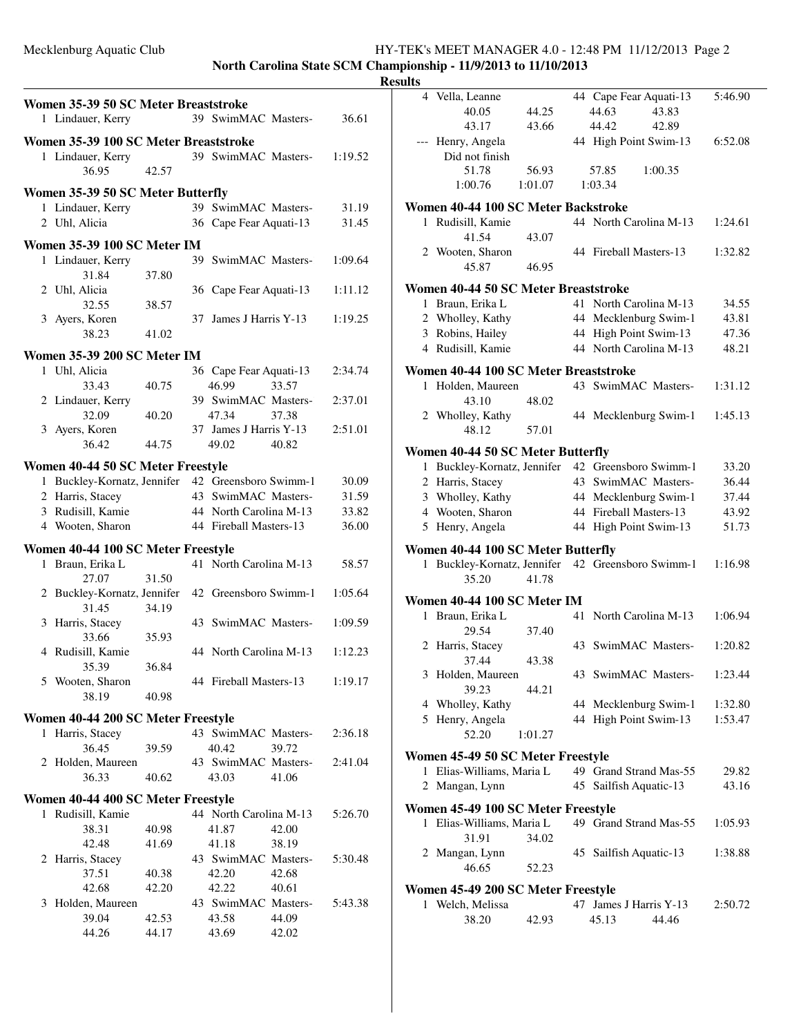**North Carolina State SCM Championship - 11/9/2013 to 11/10/2013**

**Results**

### Women 35-39 50 SC Meter Breaststroke

| | | | | |
|---|---|---|---|---|
| 1 | Lindauer, Kerry | 39 | SwimMAC Masters- | 36.61 |

### Women 35-39 100 SC Meter Breaststroke

| | | | | |
|---|---|---|---|---|
| 1 | Lindauer, Kerry | 39 | SwimMAC Masters- | 1:19.52 |
| | 36.95 42.57 | | | |

### Women 35-39 50 SC Meter Butterfly

| | | | | |
|---|---|---|---|---|
| 1 | Lindauer, Kerry | 39 | SwimMAC Masters- | 31.19 |
| 2 | Uhl, Alicia | 36 | Cape Fear Aquati-13 | 31.45 |

### Women 35-39 100 SC Meter IM

| | | | | |
|---|---|---|---|---|
| 1 | Lindauer, Kerry | 39 | SwimMAC Masters- | 1:09.64 |
| | 31.84 37.80 | | | |
| 2 | Uhl, Alicia | 36 | Cape Fear Aquati-13 | 1:11.12 |
| | 32.55 38.57 | | | |
| 3 | Ayers, Koren | 37 | James J Harris Y-13 | 1:19.25 |
| | 38.23 41.02 | | | |

### Women 35-39 200 SC Meter IM

| | | | | |
|---|---|---|---|---|
| 1 | Uhl, Alicia | 36 | Cape Fear Aquati-13 | 2:34.74 |
| | 33.43 40.75 46.99 33.57 | | | |
| 2 | Lindauer, Kerry | 39 | SwimMAC Masters- | 2:37.01 |
| | 32.09 40.20 47.34 37.38 | | | |
| 3 | Ayers, Koren | 37 | James J Harris Y-13 | 2:51.01 |
| | 36.42 44.75 49.02 40.82 | | | |

### Women 40-44 50 SC Meter Freestyle

| | | | | |
|---|---|---|---|---|
| 1 | Buckley-Kornatz, Jennifer | 42 | Greensboro Swimm-1 | 30.09 |
| 2 | Harris, Stacey | 43 | SwimMAC Masters- | 31.59 |
| 3 | Rudisill, Kamie | 44 | North Carolina M-13 | 33.82 |
| 4 | Wooten, Sharon | 44 | Fireball Masters-13 | 36.00 |

### Women 40-44 100 SC Meter Freestyle

| | | | | |
|---|---|---|---|---|
| 1 | Braun, Erika L | 41 | North Carolina M-13 | 58.57 |
| | 27.07 31.50 | | | |
| 2 | Buckley-Kornatz, Jennifer | 42 | Greensboro Swimm-1 | 1:05.64 |
| | 31.45 34.19 | | | |
| 3 | Harris, Stacey | 43 | SwimMAC Masters- | 1:09.59 |
| | 33.66 35.93 | | | |
| 4 | Rudisill, Kamie | 44 | North Carolina M-13 | 1:12.23 |
| | 35.39 36.84 | | | |
| 5 | Wooten, Sharon | 44 | Fireball Masters-13 | 1:19.17 |
| | 38.19 40.98 | | | |

### Women 40-44 200 SC Meter Freestyle

| | | | | |
|---|---|---|---|---|
| 1 | Harris, Stacey | 43 | SwimMAC Masters- | 2:36.18 |
| | 36.45 39.59 40.42 39.72 | | | |
| 2 | Holden, Maureen | 43 | SwimMAC Masters- | 2:41.04 |
| | 36.33 40.62 43.03 41.06 | | | |

### Women 40-44 400 SC Meter Freestyle

| | | | | |
|---|---|---|---|---|
| 1 | Rudisill, Kamie | 44 | North Carolina M-13 | 5:26.70 |
| | 38.31 40.98 41.87 42.00 | | | |
| | 42.48 41.69 41.18 38.19 | | | |
| 2 | Harris, Stacey | 43 | SwimMAC Masters- | 5:30.48 |
| | 37.51 40.38 42.20 42.68 | | | |
| | 42.68 42.20 42.22 40.61 | | | |
| 3 | Holden, Maureen | 43 | SwimMAC Masters- | 5:43.38 |
| | 39.04 42.53 43.58 44.09 | | | |
| | 44.26 44.17 43.69 42.02 | | | |
| 4 | Vella, Leanne | 44 | Cape Fear Aquati-13 | 5:46.90 |
| | 40.05 44.25 44.63 43.83 | | | |
| | 43.17 43.66 44.42 42.89 | | | |
| --- | Henry, Angela | 44 | High Point Swim-13 | 6:52.08 |
| | Did not finish | | | |
| | 51.78 56.93 57.85 1:00.35 | | | |
| | 1:00.76 1:01.07 1:03.34 | | | |

### Women 40-44 100 SC Meter Backstroke

| | | | | |
|---|---|---|---|---|
| 1 | Rudisill, Kamie | 44 | North Carolina M-13 | 1:24.61 |
| | 41.54 43.07 | | | |
| 2 | Wooten, Sharon | 44 | Fireball Masters-13 | 1:32.82 |
| | 45.87 46.95 | | | |

### Women 40-44 50 SC Meter Breaststroke

| | | | | |
|---|---|---|---|---|
| 1 | Braun, Erika L | 41 | North Carolina M-13 | 34.55 |
| 2 | Wholley, Kathy | 44 | Mecklenburg Swim-1 | 43.81 |
| 3 | Robins, Hailey | 44 | High Point Swim-13 | 47.36 |
| 4 | Rudisill, Kamie | 44 | North Carolina M-13 | 48.21 |

### Women 40-44 100 SC Meter Breaststroke

| | | | | |
|---|---|---|---|---|
| 1 | Holden, Maureen | 43 | SwimMAC Masters- | 1:31.12 |
| | 43.10 48.02 | | | |
| 2 | Wholley, Kathy | 44 | Mecklenburg Swim-1 | 1:45.13 |
| | 48.12 57.01 | | | |

### Women 40-44 50 SC Meter Butterfly

| | | | | |
|---|---|---|---|---|
| 1 | Buckley-Kornatz, Jennifer | 42 | Greensboro Swimm-1 | 33.20 |
| 2 | Harris, Stacey | 43 | SwimMAC Masters- | 36.44 |
| 3 | Wholley, Kathy | 44 | Mecklenburg Swim-1 | 37.44 |
| 4 | Wooten, Sharon | 44 | Fireball Masters-13 | 43.92 |
| 5 | Henry, Angela | 44 | High Point Swim-13 | 51.73 |

### Women 40-44 100 SC Meter Butterfly

| | | | | |
|---|---|---|---|---|
| 1 | Buckley-Kornatz, Jennifer | 42 | Greensboro Swimm-1 | 1:16.98 |
| | 35.20 41.78 | | | |

### Women 40-44 100 SC Meter IM

| | | | | |
|---|---|---|---|---|
| 1 | Braun, Erika L | 41 | North Carolina M-13 | 1:06.94 |
| | 29.54 37.40 | | | |
| 2 | Harris, Stacey | 43 | SwimMAC Masters- | 1:20.82 |
| | 37.44 43.38 | | | |
| 3 | Holden, Maureen | 43 | SwimMAC Masters- | 1:23.44 |
| | 39.23 44.21 | | | |
| 4 | Wholley, Kathy | 44 | Mecklenburg Swim-1 | 1:32.80 |
| 5 | Henry, Angela | 44 | High Point Swim-13 | 1:53.47 |
| | 52.20 1:01.27 | | | |

### Women 45-49 50 SC Meter Freestyle

| | | | | |
|---|---|---|---|---|
| 1 | Elias-Williams, Maria L | 49 | Grand Strand Mas-55 | 29.82 |
| 2 | Mangan, Lynn | 45 | Sailfish Aquatic-13 | 43.16 |

### Women 45-49 100 SC Meter Freestyle

| | | | | |
|---|---|---|---|---|
| 1 | Elias-Williams, Maria L | 49 | Grand Strand Mas-55 | 1:05.93 |
| | 31.91 34.02 | | | |
| 2 | Mangan, Lynn | 45 | Sailfish Aquatic-13 | 1:38.88 |
| | 46.65 52.23 | | | |

### Women 45-49 200 SC Meter Freestyle

| | | | | |
|---|---|---|---|---|
| 1 | Welch, Melissa | 47 | James J Harris Y-13 | 2:50.72 |
| | 38.20 42.93 45.13 44.46 | | | |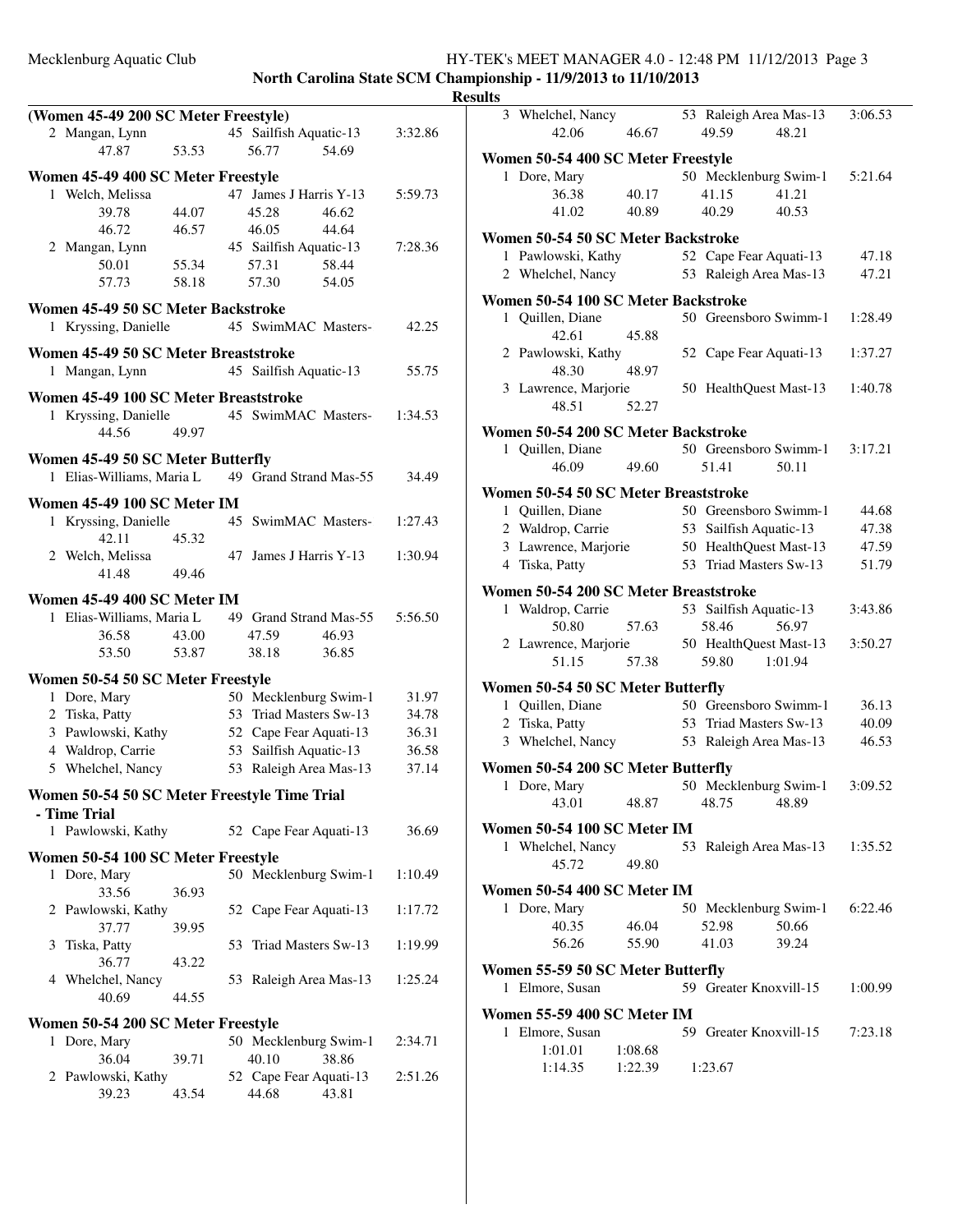**North Carolina State SCM Championship - 11/9/2013 to 11/10/2013**

**Results**

### (Women 45-49 200 SC Meter Freestyle)

| | | | | | | |
|---|---|---|---|---|---|---|
| 2 | Mangan, Lynn | 45 | Sailfish Aquatic-13 | | | 3:32.86 |
| | 47.87 | 53.53 | 56.77 | 54.69 | | |

### Women 45-49 400 SC Meter Freestyle

| | | | | | | |
|---|---|---|---|---|---|---|
| 1 | Welch, Melissa | 47 | James J Harris Y-13 | | | 5:59.73 |
| | 39.78 | 44.07 | 45.28 | 46.62 | | |
| | 46.72 | 46.57 | 46.05 | 44.64 | | |
| 2 | Mangan, Lynn | 45 | Sailfish Aquatic-13 | | | 7:28.36 |
| | 50.01 | 55.34 | 57.31 | 58.44 | | |
| | 57.73 | 58.18 | 57.30 | 54.05 | | |

### Women 45-49 50 SC Meter Backstroke

| | | | | |
|---|---|---|---|---|
| 1 | Kryssing, Danielle | 45 | SwimMAC Masters- | 42.25 |

### Women 45-49 50 SC Meter Breaststroke

| | | | | |
|---|---|---|---|---|
| 1 | Mangan, Lynn | 45 | Sailfish Aquatic-13 | 55.75 |

### Women 45-49 100 SC Meter Breaststroke

| | | | | |
|---|---|---|---|---|
| 1 | Kryssing, Danielle | 45 | SwimMAC Masters- | 1:34.53 |
| | 44.56 | 49.97 | | |

### Women 45-49 50 SC Meter Butterfly

| | | | | |
|---|---|---|---|---|
| 1 | Elias-Williams, Maria L | 49 | Grand Strand Mas-55 | 34.49 |

### Women 45-49 100 SC Meter IM

| | | | | |
|---|---|---|---|---|
| 1 | Kryssing, Danielle | 45 | SwimMAC Masters- | 1:27.43 |
| | 42.11 | 45.32 | | |
| 2 | Welch, Melissa | 47 | James J Harris Y-13 | 1:30.94 |
| | 41.48 | 49.46 | | |

### Women 45-49 400 SC Meter IM

| | | | | | | |
|---|---|---|---|---|---|---|
| 1 | Elias-Williams, Maria L | 49 | Grand Strand Mas-55 | | | 5:56.50 |
| | 36.58 | 43.00 | 47.59 | 46.93 | | |
| | 53.50 | 53.87 | 38.18 | 36.85 | | |

### Women 50-54 50 SC Meter Freestyle

| | | | | |
|---|---|---|---|---|
| 1 | Dore, Mary | 50 | Mecklenburg Swim-1 | 31.97 |
| 2 | Tiska, Patty | 53 | Triad Masters Sw-13 | 34.78 |
| 3 | Pawlowski, Kathy | 52 | Cape Fear Aquati-13 | 36.31 |
| 4 | Waldrop, Carrie | 53 | Sailfish Aquatic-13 | 36.58 |
| 5 | Whelchel, Nancy | 53 | Raleigh Area Mas-13 | 37.14 |

### Women 50-54 50 SC Meter Freestyle Time Trial
**- Time Trial**

| | | | | |
|---|---|---|---|---|
| 1 | Pawlowski, Kathy | 52 | Cape Fear Aquati-13 | 36.69 |

### Women 50-54 100 SC Meter Freestyle

| | | | | |
|---|---|---|---|---|
| 1 | Dore, Mary | 50 | Mecklenburg Swim-1 | 1:10.49 |
| | 33.56 | 36.93 | | |
| 2 | Pawlowski, Kathy | 52 | Cape Fear Aquati-13 | 1:17.72 |
| | 37.77 | 39.95 | | |
| 3 | Tiska, Patty | 53 | Triad Masters Sw-13 | 1:19.99 |
| | 36.77 | 43.22 | | |
| 4 | Whelchel, Nancy | 53 | Raleigh Area Mas-13 | 1:25.24 |
| | 40.69 | 44.55 | | |

### Women 50-54 200 SC Meter Freestyle

| | | | | | | |
|---|---|---|---|---|---|---|
| 1 | Dore, Mary | 50 | Mecklenburg Swim-1 | | | 2:34.71 |
| | 36.04 | 39.71 | 40.10 | 38.86 | | |
| 2 | Pawlowski, Kathy | 52 | Cape Fear Aquati-13 | | | 2:51.26 |
| | 39.23 | 43.54 | 44.68 | 43.81 | | |
| 3 | Whelchel, Nancy | 53 | Raleigh Area Mas-13 | | | 3:06.53 |
| | 42.06 | 46.67 | 49.59 | 48.21 | | |

### Women 50-54 400 SC Meter Freestyle

| | | | | | | |
|---|---|---|---|---|---|---|
| 1 | Dore, Mary | 50 | Mecklenburg Swim-1 | | | 5:21.64 |
| | 36.38 | 40.17 | 41.15 | 41.21 | | |
| | 41.02 | 40.89 | 40.29 | 40.53 | | |

### Women 50-54 50 SC Meter Backstroke

| | | | | |
|---|---|---|---|---|
| 1 | Pawlowski, Kathy | 52 | Cape Fear Aquati-13 | 47.18 |
| 2 | Whelchel, Nancy | 53 | Raleigh Area Mas-13 | 47.21 |

### Women 50-54 100 SC Meter Backstroke

| | | | | |
|---|---|---|---|---|
| 1 | Quillen, Diane | 50 | Greensboro Swimm-1 | 1:28.49 |
| | 42.61 | 45.88 | | |
| 2 | Pawlowski, Kathy | 52 | Cape Fear Aquati-13 | 1:37.27 |
| | 48.30 | 48.97 | | |
| 3 | Lawrence, Marjorie | 50 | HealthQuest Mast-13 | 1:40.78 |
| | 48.51 | 52.27 | | |

### Women 50-54 200 SC Meter Backstroke

| | | | | | | |
|---|---|---|---|---|---|---|
| 1 | Quillen, Diane | 50 | Greensboro Swimm-1 | | | 3:17.21 |
| | 46.09 | 49.60 | 51.41 | 50.11 | | |

### Women 50-54 50 SC Meter Breaststroke

| | | | | |
|---|---|---|---|---|
| 1 | Quillen, Diane | 50 | Greensboro Swimm-1 | 44.68 |
| 2 | Waldrop, Carrie | 53 | Sailfish Aquatic-13 | 47.38 |
| 3 | Lawrence, Marjorie | 50 | HealthQuest Mast-13 | 47.59 |
| 4 | Tiska, Patty | 53 | Triad Masters Sw-13 | 51.79 |

### Women 50-54 200 SC Meter Breaststroke

| | | | | | | |
|---|---|---|---|---|---|---|
| 1 | Waldrop, Carrie | 53 | Sailfish Aquatic-13 | | | 3:43.86 |
| | 50.80 | 57.63 | 58.46 | 56.97 | | |
| 2 | Lawrence, Marjorie | 50 | HealthQuest Mast-13 | | | 3:50.27 |
| | 51.15 | 57.38 | 59.80 | 1:01.94 | | |

### Women 50-54 50 SC Meter Butterfly

| | | | | |
|---|---|---|---|---|
| 1 | Quillen, Diane | 50 | Greensboro Swimm-1 | 36.13 |
| 2 | Tiska, Patty | 53 | Triad Masters Sw-13 | 40.09 |
| 3 | Whelchel, Nancy | 53 | Raleigh Area Mas-13 | 46.53 |

### Women 50-54 200 SC Meter Butterfly

| | | | | | | |
|---|---|---|---|---|---|---|
| 1 | Dore, Mary | 50 | Mecklenburg Swim-1 | | | 3:09.52 |
| | 43.01 | 48.87 | 48.75 | 48.89 | | |

### Women 50-54 100 SC Meter IM

| | | | | |
|---|---|---|---|---|
| 1 | Whelchel, Nancy | 53 | Raleigh Area Mas-13 | 1:35.52 |
| | 45.72 | 49.80 | | |

### Women 50-54 400 SC Meter IM

| | | | | | | |
|---|---|---|---|---|---|---|
| 1 | Dore, Mary | 50 | Mecklenburg Swim-1 | | | 6:22.46 |
| | 40.35 | 46.04 | 52.98 | 50.66 | | |
| | 56.26 | 55.90 | 41.03 | 39.24 | | |

### Women 55-59 50 SC Meter Butterfly

| | | | | |
|---|---|---|---|---|
| 1 | Elmore, Susan | 59 | Greater Knoxvill-15 | 1:00.99 |

### Women 55-59 400 SC Meter IM

| | | | | |
|---|---|---|---|---|
| 1 | Elmore, Susan | 59 | Greater Knoxvill-15 | 7:23.18 |
| | 1:01.01 | 1:08.68 | | |
| | 1:14.35 | 1:22.39 | 1:23.67 | |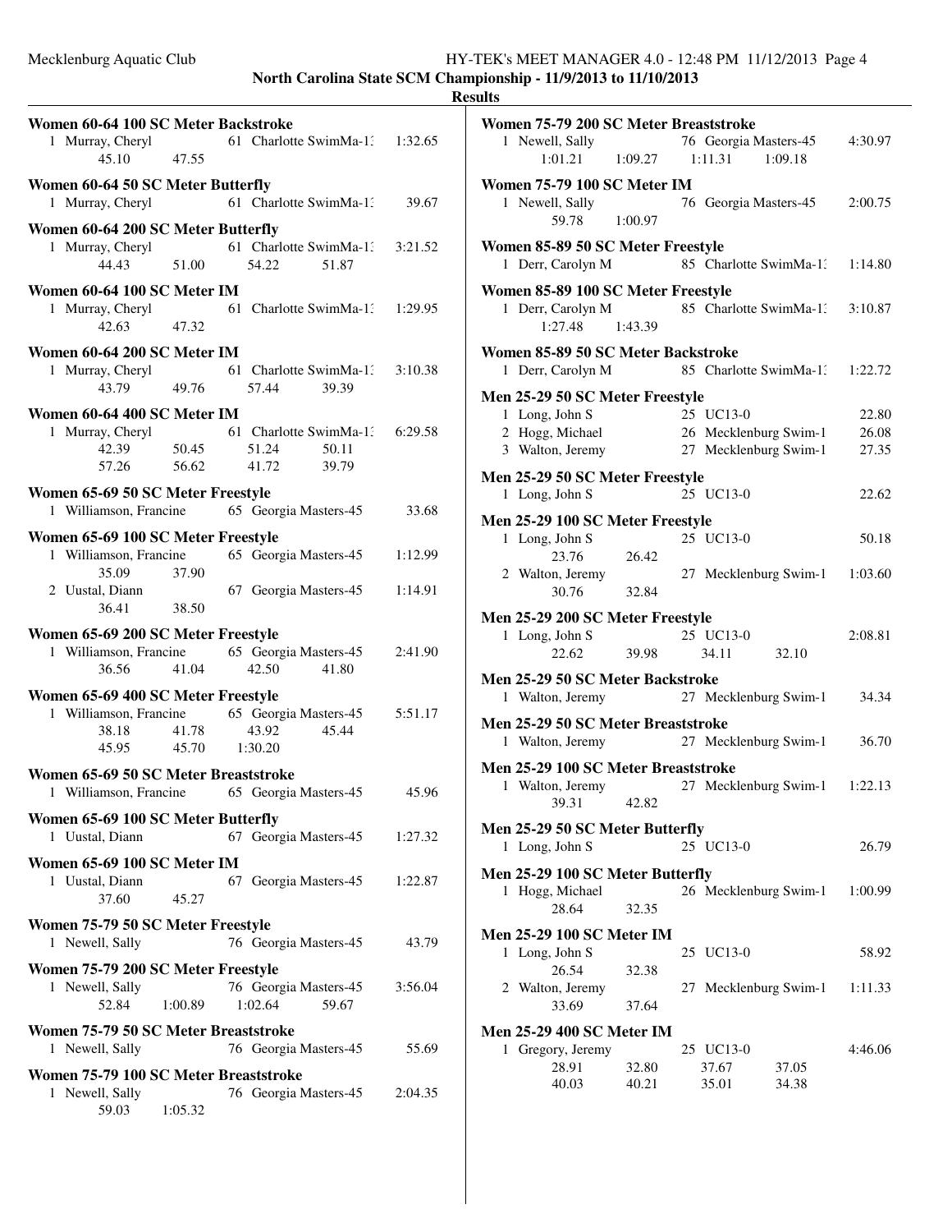## Results

### Women 60-64 100 SC Meter Backstroke

1 Murray, Cheryl 61 Charlotte SwimMa-13 1:32.65
45.10 47.55

### Women 60-64 50 SC Meter Butterfly

1 Murray, Cheryl 61 Charlotte SwimMa-13 39.67

### Women 60-64 200 SC Meter Butterfly

1 Murray, Cheryl 61 Charlotte SwimMa-13 3:21.52
44.43 51.00 54.22 51.87

### Women 60-64 100 SC Meter IM

1 Murray, Cheryl 61 Charlotte SwimMa-13 1:29.95
42.63 47.32

### Women 60-64 200 SC Meter IM

1 Murray, Cheryl 61 Charlotte SwimMa-13 3:10.38
43.79 49.76 57.44 39.39

### Women 60-64 400 SC Meter IM

1 Murray, Cheryl 61 Charlotte SwimMa-13 6:29.58
42.39 50.45 51.24 50.11
57.26 56.62 41.72 39.79

### Women 65-69 50 SC Meter Freestyle

1 Williamson, Francine 65 Georgia Masters-45 33.68

### Women 65-69 100 SC Meter Freestyle

1 Williamson, Francine 65 Georgia Masters-45 1:12.99
35.09 37.90
2 Uustal, Diann 67 Georgia Masters-45 1:14.91
36.41 38.50

### Women 65-69 200 SC Meter Freestyle

1 Williamson, Francine 65 Georgia Masters-45 2:41.90
36.56 41.04 42.50 41.80

### Women 65-69 400 SC Meter Freestyle

1 Williamson, Francine 65 Georgia Masters-45 5:51.17
38.18 41.78 43.92 45.44
45.95 45.70 1:30.20

### Women 65-69 50 SC Meter Breaststroke

1 Williamson, Francine 65 Georgia Masters-45 45.96

### Women 65-69 100 SC Meter Butterfly

1 Uustal, Diann 67 Georgia Masters-45 1:27.32

### Women 65-69 100 SC Meter IM

1 Uustal, Diann 67 Georgia Masters-45 1:22.87
37.60 45.27

### Women 75-79 50 SC Meter Freestyle

1 Newell, Sally 76 Georgia Masters-45 43.79

### Women 75-79 200 SC Meter Freestyle

1 Newell, Sally 76 Georgia Masters-45 3:56.04
52.84 1:00.89 1:02.64 59.67

### Women 75-79 50 SC Meter Breaststroke

1 Newell, Sally 76 Georgia Masters-45 55.69

### Women 75-79 100 SC Meter Breaststroke

1 Newell, Sally 76 Georgia Masters-45 2:04.35
59.03 1:05.32

### Women 75-79 200 SC Meter Breaststroke

1 Newell, Sally 76 Georgia Masters-45 4:30.97
1:01.21 1:09.27 1:11.31 1:09.18

### Women 75-79 100 SC Meter IM

1 Newell, Sally 76 Georgia Masters-45 2:00.75
59.78 1:00.97

### Women 85-89 50 SC Meter Freestyle

1 Derr, Carolyn M 85 Charlotte SwimMa-13 1:14.80

### Women 85-89 100 SC Meter Freestyle

1 Derr, Carolyn M 85 Charlotte SwimMa-13 3:10.87
1:27.48 1:43.39

### Women 85-89 50 SC Meter Backstroke

1 Derr, Carolyn M 85 Charlotte SwimMa-13 1:22.72

### Men 25-29 50 SC Meter Freestyle

1 Long, John S 25 UC13-0 22.80
2 Hogg, Michael 26 Mecklenburg Swim-1 26.08
3 Walton, Jeremy 27 Mecklenburg Swim-1 27.35

### Men 25-29 50 SC Meter Freestyle

1 Long, John S 25 UC13-0 22.62

### Men 25-29 100 SC Meter Freestyle

1 Long, John S 25 UC13-0 50.18
23.76 26.42
2 Walton, Jeremy 27 Mecklenburg Swim-1 1:03.60
30.76 32.84

### Men 25-29 200 SC Meter Freestyle

1 Long, John S 25 UC13-0 2:08.81
22.62 39.98 34.11 32.10

### Men 25-29 50 SC Meter Backstroke

1 Walton, Jeremy 27 Mecklenburg Swim-1 34.34

### Men 25-29 50 SC Meter Breaststroke

1 Walton, Jeremy 27 Mecklenburg Swim-1 36.70

### Men 25-29 100 SC Meter Breaststroke

1 Walton, Jeremy 27 Mecklenburg Swim-1 1:22.13
39.31 42.82

### Men 25-29 50 SC Meter Butterfly

1 Long, John S 25 UC13-0 26.79

### Men 25-29 100 SC Meter Butterfly

1 Hogg, Michael 26 Mecklenburg Swim-1 1:00.99
28.64 32.35

### Men 25-29 100 SC Meter IM

1 Long, John S 25 UC13-0 58.92
26.54 32.38
2 Walton, Jeremy 27 Mecklenburg Swim-1 1:11.33
33.69 37.64

### Men 25-29 400 SC Meter IM

1 Gregory, Jeremy 25 UC13-0 4:46.06
28.91 32.80 37.67 37.05
40.03 40.21 35.01 34.38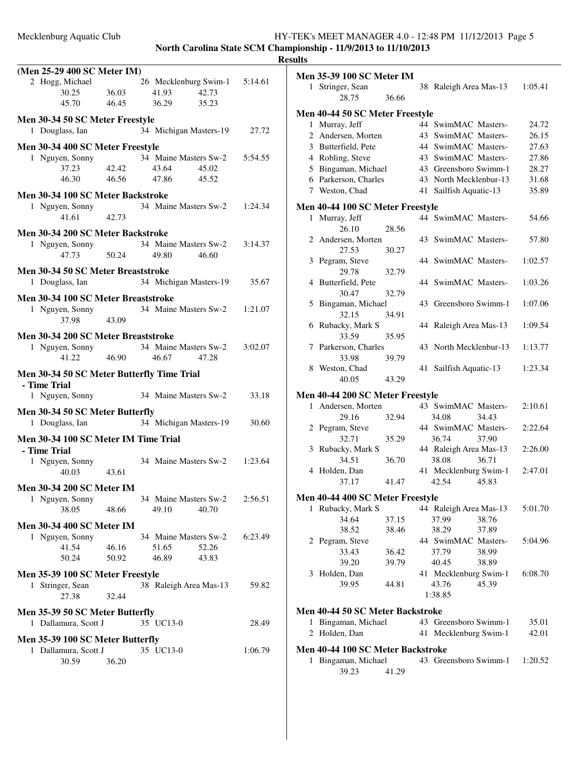**North Carolina State SCM Championship - 11/9/2013 to 11/10/2013**

**Results**

### (Men 25-29 400 SC Meter IM)

| | | | | | |
|---|---|---|---|---|---|
| 2 Hogg, Michael | | 26 Mecklenburg Swim-1 | | 5:14.61 | |
| 30.25 | 36.03 | 41.93 | 42.73 | | |
| 45.70 | 46.45 | 36.29 | 35.23 | | |

### Men 30-34 50 SC Meter Freestyle

1 Douglass, Ian — 34 Michigan Masters-19 — 27.72

### Men 30-34 400 SC Meter Freestyle

| | | | | |
|---|---|---|---|---|
| 1 Nguyen, Sonny | | 34 Maine Masters Sw-2 | | 5:54.55 |
| 37.23 | 42.42 | 43.64 | 45.02 | |
| 46.30 | 46.56 | 47.86 | 45.52 | |

### Men 30-34 100 SC Meter Backstroke

1 Nguyen, Sonny — 34 Maine Masters Sw-2 — 1:24.34
41.61 42.73

### Men 30-34 200 SC Meter Backstroke

1 Nguyen, Sonny — 34 Maine Masters Sw-2 — 3:14.37
47.73 50.24 49.80 46.60

### Men 30-34 50 SC Meter Breaststroke

1 Douglass, Ian — 34 Michigan Masters-19 — 35.67

### Men 30-34 100 SC Meter Breaststroke

1 Nguyen, Sonny — 34 Maine Masters Sw-2 — 1:21.07
37.98 43.09

### Men 30-34 200 SC Meter Breaststroke

1 Nguyen, Sonny — 34 Maine Masters Sw-2 — 3:02.07
41.22 46.90 46.67 47.28

### Men 30-34 50 SC Meter Butterfly Time Trial
- Time Trial

1 Nguyen, Sonny — 34 Maine Masters Sw-2 — 33.18

### Men 30-34 50 SC Meter Butterfly

1 Douglass, Ian — 34 Michigan Masters-19 — 30.60

### Men 30-34 100 SC Meter IM Time Trial
- Time Trial

1 Nguyen, Sonny — 34 Maine Masters Sw-2 — 1:23.64
40.03 43.61

### Men 30-34 200 SC Meter IM

1 Nguyen, Sonny — 34 Maine Masters Sw-2 — 2:56.51
38.05 48.66 49.10 40.70

### Men 30-34 400 SC Meter IM

| | | | | |
|---|---|---|---|---|
| 1 Nguyen, Sonny | | 34 Maine Masters Sw-2 | | 6:23.49 |
| 41.54 | 46.16 | 51.65 | 52.26 | |
| 50.24 | 50.92 | 46.89 | 43.83 | |

### Men 35-39 100 SC Meter Freestyle

1 Stringer, Sean — 38 Raleigh Area Mas-13 — 59.82
27.38 32.44

### Men 35-39 50 SC Meter Butterfly

1 Dallamura, Scott J — 35 UC13-0 — 28.49

### Men 35-39 100 SC Meter Butterfly

1 Dallamura, Scott J — 35 UC13-0 — 1:06.79
30.59 36.20

### Men 35-39 100 SC Meter IM

1 Stringer, Sean — 38 Raleigh Area Mas-13 — 1:05.41
28.75 36.66

### Men 40-44 50 SC Meter Freestyle

| | | | |
|---|---|---|---|
| 1 | Murray, Jeff | 44 SwimMAC Masters- | 24.72 |
| 2 | Andersen, Morten | 43 SwimMAC Masters- | 26.15 |
| 3 | Butterfield, Pete | 44 SwimMAC Masters- | 27.63 |
| 4 | Robling, Steve | 43 SwimMAC Masters- | 27.86 |
| 5 | Bingaman, Michael | 43 Greensboro Swimm-1 | 28.27 |
| 6 | Parkerson, Charles | 43 North Mecklenbur-13 | 31.68 |
| 7 | Weston, Chad | 41 Sailfish Aquatic-13 | 35.89 |

### Men 40-44 100 SC Meter Freestyle

1 Murray, Jeff — 44 SwimMAC Masters- — 54.66
26.10 28.56

2 Andersen, Morten — 43 SwimMAC Masters- — 57.80
27.53 30.27

3 Pegram, Steve — 44 SwimMAC Masters- — 1:02.57
29.78 32.79

4 Butterfield, Pete — 44 SwimMAC Masters- — 1:03.26
30.47 32.79

5 Bingaman, Michael — 43 Greensboro Swimm-1 — 1:07.06
32.15 34.91

6 Rubacky, Mark S — 44 Raleigh Area Mas-13 — 1:09.54
33.59 35.95

7 Parkerson, Charles — 43 North Mecklenbur-13 — 1:13.77
33.98 39.79

8 Weston, Chad — 41 Sailfish Aquatic-13 — 1:23.34
40.05 43.29

### Men 40-44 200 SC Meter Freestyle

1 Andersen, Morten — 43 SwimMAC Masters- — 2:10.61
29.16 32.94 34.08 34.43

2 Pegram, Steve — 44 SwimMAC Masters- — 2:22.64
32.71 35.29 36.74 37.90

3 Rubacky, Mark S — 44 Raleigh Area Mas-13 — 2:26.00
34.51 36.70 38.08 36.71

4 Holden, Dan — 41 Mecklenburg Swim-1 — 2:47.01
37.17 41.47 42.54 45.83

### Men 40-44 400 SC Meter Freestyle

| | | | | |
|---|---|---|---|---|
| 1 Rubacky, Mark S | | 44 Raleigh Area Mas-13 | | 5:01.70 |
| 34.64 | 37.15 | 37.99 | 38.76 | |
| 38.52 | 38.46 | 38.29 | 37.89 | |
| 2 Pegram, Steve | | 44 SwimMAC Masters- | | 5:04.96 |
| 33.43 | 36.42 | 37.79 | 38.99 | |
| 39.20 | 39.79 | 40.45 | 38.89 | |
| 3 Holden, Dan | | 41 Mecklenburg Swim-1 | | 6:08.70 |
| 39.95 | 44.81 | 43.76 | 45.39 | |
| | | 1:38.85 | | |

### Men 40-44 50 SC Meter Backstroke

| | | | |
|---|---|---|---|
| 1 | Bingaman, Michael | 43 Greensboro Swimm-1 | 35.01 |
| 2 | Holden, Dan | 41 Mecklenburg Swim-1 | 42.01 |

### Men 40-44 100 SC Meter Backstroke

1 Bingaman, Michael — 43 Greensboro Swimm-1 — 1:20.52
39.23 41.29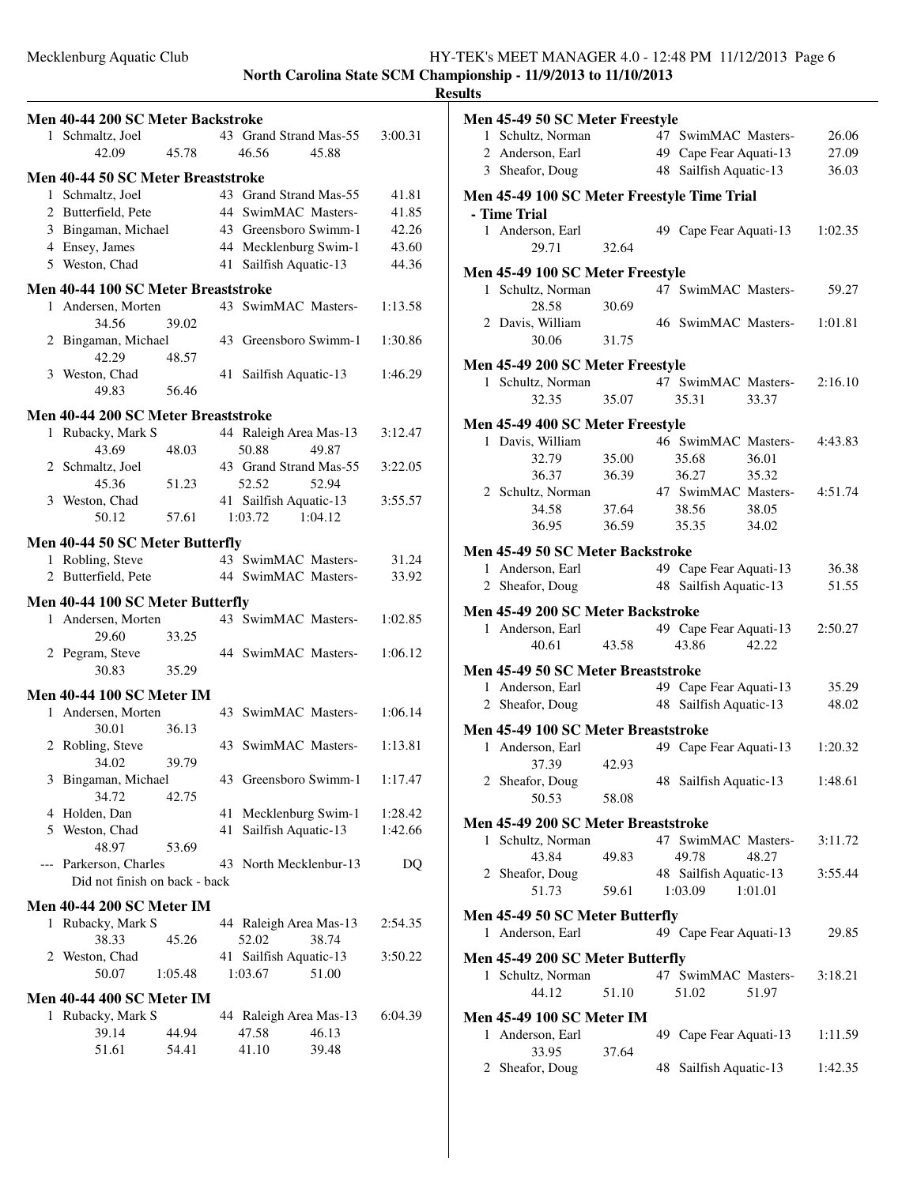## Results

### Men 40-44 200 SC Meter Backstroke

| | | | | |
|---|---|---|---|---|
| 1 | Schmaltz, Joel | 43 | Grand Strand Mas-55 | 3:00.31 |
| | 42.09 45.78 46.56 45.88 | | | |

### Men 40-44 50 SC Meter Breaststroke

| | | | | |
|---|---|---|---|---|
| 1 | Schmaltz, Joel | 43 | Grand Strand Mas-55 | 41.81 |
| 2 | Butterfield, Pete | 44 | SwimMAC Masters- | 41.85 |
| 3 | Bingaman, Michael | 43 | Greensboro Swimm-1 | 42.26 |
| 4 | Ensey, James | 44 | Mecklenburg Swim-1 | 43.60 |
| 5 | Weston, Chad | 41 | Sailfish Aquatic-13 | 44.36 |

### Men 40-44 100 SC Meter Breaststroke

| | | | | |
|---|---|---|---|---|
| 1 | Andersen, Morten | 43 | SwimMAC Masters- | 1:13.58 |
| | 34.56 39.02 | | | |
| 2 | Bingaman, Michael | 43 | Greensboro Swimm-1 | 1:30.86 |
| | 42.29 48.57 | | | |
| 3 | Weston, Chad | 41 | Sailfish Aquatic-13 | 1:46.29 |
| | 49.83 56.46 | | | |

### Men 40-44 200 SC Meter Breaststroke

| | | | | |
|---|---|---|---|---|
| 1 | Rubacky, Mark S | 44 | Raleigh Area Mas-13 | 3:12.47 |
| | 43.69 48.03 50.88 49.87 | | | |
| 2 | Schmaltz, Joel | 43 | Grand Strand Mas-55 | 3:22.05 |
| | 45.36 51.23 52.52 52.94 | | | |
| 3 | Weston, Chad | 41 | Sailfish Aquatic-13 | 3:55.57 |
| | 50.12 57.61 1:03.72 1:04.12 | | | |

### Men 40-44 50 SC Meter Butterfly

| | | | | |
|---|---|---|---|---|
| 1 | Robling, Steve | 43 | SwimMAC Masters- | 31.24 |
| 2 | Butterfield, Pete | 44 | SwimMAC Masters- | 33.92 |

### Men 40-44 100 SC Meter Butterfly

| | | | | |
|---|---|---|---|---|
| 1 | Andersen, Morten | 43 | SwimMAC Masters- | 1:02.85 |
| | 29.60 33.25 | | | |
| 2 | Pegram, Steve | 44 | SwimMAC Masters- | 1:06.12 |
| | 30.83 35.29 | | | |

### Men 40-44 100 SC Meter IM

| | | | | |
|---|---|---|---|---|
| 1 | Andersen, Morten | 43 | SwimMAC Masters- | 1:06.14 |
| | 30.01 36.13 | | | |
| 2 | Robling, Steve | 43 | SwimMAC Masters- | 1:13.81 |
| | 34.02 39.79 | | | |
| 3 | Bingaman, Michael | 43 | Greensboro Swimm-1 | 1:17.47 |
| | 34.72 42.75 | | | |
| 4 | Holden, Dan | 41 | Mecklenburg Swim-1 | 1:28.42 |
| 5 | Weston, Chad | 41 | Sailfish Aquatic-13 | 1:42.66 |
| | 48.97 53.69 | | | |
| --- | Parkerson, Charles | 43 | North Mecklenbur-13 | DQ |
| | Did not finish on back - back | | | |

### Men 40-44 200 SC Meter IM

| | | | | |
|---|---|---|---|---|
| 1 | Rubacky, Mark S | 44 | Raleigh Area Mas-13 | 2:54.35 |
| | 38.33 45.26 52.02 38.74 | | | |
| 2 | Weston, Chad | 41 | Sailfish Aquatic-13 | 3:50.22 |
| | 50.07 1:05.48 1:03.67 51.00 | | | |

### Men 40-44 400 SC Meter IM

| | | | | |
|---|---|---|---|---|
| 1 | Rubacky, Mark S | 44 | Raleigh Area Mas-13 | 6:04.39 |
| | 39.14 44.94 47.58 46.13 | | | |
| | 51.61 54.41 41.10 39.48 | | | |

### Men 45-49 50 SC Meter Freestyle

| | | | | |
|---|---|---|---|---|
| 1 | Schultz, Norman | 47 | SwimMAC Masters- | 26.06 |
| 2 | Anderson, Earl | 49 | Cape Fear Aquati-13 | 27.09 |
| 3 | Sheafor, Doug | 48 | Sailfish Aquatic-13 | 36.03 |

### Men 45-49 100 SC Meter Freestyle Time Trial - Time Trial

| | | | | |
|---|---|---|---|---|
| 1 | Anderson, Earl | 49 | Cape Fear Aquati-13 | 1:02.35 |
| | 29.71 32.64 | | | |

### Men 45-49 100 SC Meter Freestyle

| | | | | |
|---|---|---|---|---|
| 1 | Schultz, Norman | 47 | SwimMAC Masters- | 59.27 |
| | 28.58 30.69 | | | |
| 2 | Davis, William | 46 | SwimMAC Masters- | 1:01.81 |
| | 30.06 31.75 | | | |

### Men 45-49 200 SC Meter Freestyle

| | | | | |
|---|---|---|---|---|
| 1 | Schultz, Norman | 47 | SwimMAC Masters- | 2:16.10 |
| | 32.35 35.07 35.31 33.37 | | | |

### Men 45-49 400 SC Meter Freestyle

| | | | | |
|---|---|---|---|---|
| 1 | Davis, William | 46 | SwimMAC Masters- | 4:43.83 |
| | 32.79 35.00 35.68 36.01 | | | |
| | 36.37 36.39 36.27 35.32 | | | |
| 2 | Schultz, Norman | 47 | SwimMAC Masters- | 4:51.74 |
| | 34.58 37.64 38.56 38.05 | | | |
| | 36.95 36.59 35.35 34.02 | | | |

### Men 45-49 50 SC Meter Backstroke

| | | | | |
|---|---|---|---|---|
| 1 | Anderson, Earl | 49 | Cape Fear Aquati-13 | 36.38 |
| 2 | Sheafor, Doug | 48 | Sailfish Aquatic-13 | 51.55 |

### Men 45-49 200 SC Meter Backstroke

| | | | | |
|---|---|---|---|---|
| 1 | Anderson, Earl | 49 | Cape Fear Aquati-13 | 2:50.27 |
| | 40.61 43.58 43.86 42.22 | | | |

### Men 45-49 50 SC Meter Breaststroke

| | | | | |
|---|---|---|---|---|
| 1 | Anderson, Earl | 49 | Cape Fear Aquati-13 | 35.29 |
| 2 | Sheafor, Doug | 48 | Sailfish Aquatic-13 | 48.02 |

### Men 45-49 100 SC Meter Breaststroke

| | | | | |
|---|---|---|---|---|
| 1 | Anderson, Earl | 49 | Cape Fear Aquati-13 | 1:20.32 |
| | 37.39 42.93 | | | |
| 2 | Sheafor, Doug | 48 | Sailfish Aquatic-13 | 1:48.61 |
| | 50.53 58.08 | | | |

### Men 45-49 200 SC Meter Breaststroke

| | | | | |
|---|---|---|---|---|
| 1 | Schultz, Norman | 47 | SwimMAC Masters- | 3:11.72 |
| | 43.84 49.83 49.78 48.27 | | | |
| 2 | Sheafor, Doug | 48 | Sailfish Aquatic-13 | 3:55.44 |
| | 51.73 59.61 1:03.09 1:01.01 | | | |

### Men 45-49 50 SC Meter Butterfly

| | | | | |
|---|---|---|---|---|
| 1 | Anderson, Earl | 49 | Cape Fear Aquati-13 | 29.85 |

### Men 45-49 200 SC Meter Butterfly

| | | | | |
|---|---|---|---|---|
| 1 | Schultz, Norman | 47 | SwimMAC Masters- | 3:18.21 |
| | 44.12 51.10 51.02 51.97 | | | |

### Men 45-49 100 SC Meter IM

| | | | | |
|---|---|---|---|---|
| 1 | Anderson, Earl | 49 | Cape Fear Aquati-13 | 1:11.59 |
| | 33.95 37.64 | | | |
| 2 | Sheafor, Doug | 48 | Sailfish Aquatic-13 | 1:42.35 |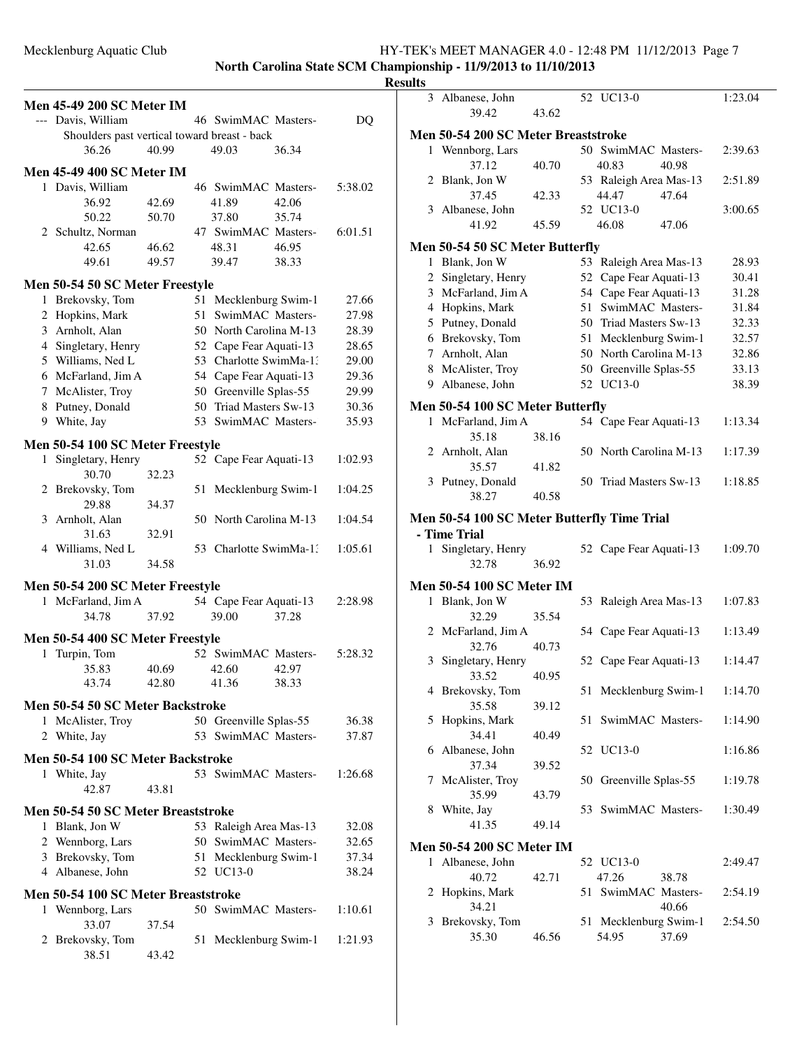**North Carolina State SCM Championship - 11/9/2013 to 11/10/2013**

**Results**

### Men 45-49 200 SC Meter IM

| Place | Name | Age | Team | Time |
|---|---|---|---|---|
| --- | Davis, William | 46 | SwimMAC Masters- | DQ |

Shoulders past vertical toward breast - back
36.26 40.99 49.03 36.34

### Men 45-49 400 SC Meter IM

| Place | Name | Age | Team | Time |
|---|---|---|---|---|
| 1 | Davis, William | 46 | SwimMAC Masters- | 5:38.02 |
| | 36.92 42.69 41.89 42.06 50.22 50.70 37.80 35.74 | | | |
| 2 | Schultz, Norman | 47 | SwimMAC Masters- | 6:01.51 |
| | 42.65 46.62 48.31 46.95 49.61 49.57 39.47 38.33 | | | |

### Men 50-54 50 SC Meter Freestyle

| Place | Name | Age | Team | Time |
|---|---|---|---|---|
| 1 | Brekovsky, Tom | 51 | Mecklenburg Swim-1 | 27.66 |
| 2 | Hopkins, Mark | 51 | SwimMAC Masters- | 27.98 |
| 3 | Arnholt, Alan | 50 | North Carolina M-13 | 28.39 |
| 4 | Singletary, Henry | 52 | Cape Fear Aquati-13 | 28.65 |
| 5 | Williams, Ned L | 53 | Charlotte SwimMa-13 | 29.00 |
| 6 | McFarland, Jim A | 54 | Cape Fear Aquati-13 | 29.36 |
| 7 | McAlister, Troy | 50 | Greenville Splas-55 | 29.99 |
| 8 | Putney, Donald | 50 | Triad Masters Sw-13 | 30.36 |
| 9 | White, Jay | 53 | SwimMAC Masters- | 35.93 |

### Men 50-54 100 SC Meter Freestyle

| Place | Name | Age | Team | Time |
|---|---|---|---|---|
| 1 | Singletary, Henry | 52 | Cape Fear Aquati-13 | 1:02.93 |
| | 30.70 32.23 | | | |
| 2 | Brekovsky, Tom | 51 | Mecklenburg Swim-1 | 1:04.25 |
| | 29.88 34.37 | | | |
| 3 | Arnholt, Alan | 50 | North Carolina M-13 | 1:04.54 |
| | 31.63 32.91 | | | |
| 4 | Williams, Ned L | 53 | Charlotte SwimMa-13 | 1:05.61 |
| | 31.03 34.58 | | | |

### Men 50-54 200 SC Meter Freestyle

| Place | Name | Age | Team | Time |
|---|---|---|---|---|
| 1 | McFarland, Jim A | 54 | Cape Fear Aquati-13 | 2:28.98 |
| | 34.78 37.92 39.00 37.28 | | | |

### Men 50-54 400 SC Meter Freestyle

| Place | Name | Age | Team | Time |
|---|---|---|---|---|
| 1 | Turpin, Tom | 52 | SwimMAC Masters- | 5:28.32 |
| | 35.83 40.69 42.60 42.97 43.74 42.80 41.36 38.33 | | | |

### Men 50-54 50 SC Meter Backstroke

| Place | Name | Age | Team | Time |
|---|---|---|---|---|
| 1 | McAlister, Troy | 50 | Greenville Splas-55 | 36.38 |
| 2 | White, Jay | 53 | SwimMAC Masters- | 37.87 |

### Men 50-54 100 SC Meter Backstroke

| Place | Name | Age | Team | Time |
|---|---|---|---|---|
| 1 | White, Jay | 53 | SwimMAC Masters- | 1:26.68 |
| | 42.87 43.81 | | | |

### Men 50-54 50 SC Meter Breaststroke

| Place | Name | Age | Team | Time |
|---|---|---|---|---|
| 1 | Blank, Jon W | 53 | Raleigh Area Mas-13 | 32.08 |
| 2 | Wennborg, Lars | 50 | SwimMAC Masters- | 32.65 |
| 3 | Brekovsky, Tom | 51 | Mecklenburg Swim-1 | 37.34 |
| 4 | Albanese, John | 52 | UC13-0 | 38.24 |

### Men 50-54 100 SC Meter Breaststroke

| Place | Name | Age | Team | Time |
|---|---|---|---|---|
| 1 | Wennborg, Lars | 50 | SwimMAC Masters- | 1:10.61 |
| | 33.07 37.54 | | | |
| 2 | Brekovsky, Tom | 51 | Mecklenburg Swim-1 | 1:21.93 |
| | 38.51 43.42 | | | |
| 3 | Albanese, John | 52 | UC13-0 | 1:23.04 |
| | 39.42 43.62 | | | |

### Men 50-54 200 SC Meter Breaststroke

| Place | Name | Age | Team | Time |
|---|---|---|---|---|
| 1 | Wennborg, Lars | 50 | SwimMAC Masters- | 2:39.63 |
| | 37.12 40.70 40.83 40.98 | | | |
| 2 | Blank, Jon W | 53 | Raleigh Area Mas-13 | 2:51.89 |
| | 37.45 42.33 44.47 47.64 | | | |
| 3 | Albanese, John | 52 | UC13-0 | 3:00.65 |
| | 41.92 45.59 46.08 47.06 | | | |

### Men 50-54 50 SC Meter Butterfly

| Place | Name | Age | Team | Time |
|---|---|---|---|---|
| 1 | Blank, Jon W | 53 | Raleigh Area Mas-13 | 28.93 |
| 2 | Singletary, Henry | 52 | Cape Fear Aquati-13 | 30.41 |
| 3 | McFarland, Jim A | 54 | Cape Fear Aquati-13 | 31.28 |
| 4 | Hopkins, Mark | 51 | SwimMAC Masters- | 31.84 |
| 5 | Putney, Donald | 50 | Triad Masters Sw-13 | 32.33 |
| 6 | Brekovsky, Tom | 51 | Mecklenburg Swim-1 | 32.57 |
| 7 | Arnholt, Alan | 50 | North Carolina M-13 | 32.86 |
| 8 | McAlister, Troy | 50 | Greenville Splas-55 | 33.13 |
| 9 | Albanese, John | 52 | UC13-0 | 38.39 |

### Men 50-54 100 SC Meter Butterfly

| Place | Name | Age | Team | Time |
|---|---|---|---|---|
| 1 | McFarland, Jim A | 54 | Cape Fear Aquati-13 | 1:13.34 |
| | 35.18 38.16 | | | |
| 2 | Arnholt, Alan | 50 | North Carolina M-13 | 1:17.39 |
| | 35.57 41.82 | | | |
| 3 | Putney, Donald | 50 | Triad Masters Sw-13 | 1:18.85 |
| | 38.27 40.58 | | | |

### Men 50-54 100 SC Meter Butterfly Time Trial - Time Trial

| Place | Name | Age | Team | Time |
|---|---|---|---|---|
| 1 | Singletary, Henry | 52 | Cape Fear Aquati-13 | 1:09.70 |
| | 32.78 36.92 | | | |

### Men 50-54 100 SC Meter IM

| Place | Name | Age | Team | Time |
|---|---|---|---|---|
| 1 | Blank, Jon W | 53 | Raleigh Area Mas-13 | 1:07.83 |
| | 32.29 35.54 | | | |
| 2 | McFarland, Jim A | 54 | Cape Fear Aquati-13 | 1:13.49 |
| | 32.76 40.73 | | | |
| 3 | Singletary, Henry | 52 | Cape Fear Aquati-13 | 1:14.47 |
| | 33.52 40.95 | | | |
| 4 | Brekovsky, Tom | 51 | Mecklenburg Swim-1 | 1:14.70 |
| | 35.58 39.12 | | | |
| 5 | Hopkins, Mark | 51 | SwimMAC Masters- | 1:14.90 |
| | 34.41 40.49 | | | |
| 6 | Albanese, John | 52 | UC13-0 | 1:16.86 |
| | 37.34 39.52 | | | |
| 7 | McAlister, Troy | 50 | Greenville Splas-55 | 1:19.78 |
| | 35.99 43.79 | | | |
| 8 | White, Jay | 53 | SwimMAC Masters- | 1:30.49 |
| | 41.35 49.14 | | | |

### Men 50-54 200 SC Meter IM

| Place | Name | Age | Team | Time |
|---|---|---|---|---|
| 1 | Albanese, John | 52 | UC13-0 | 2:49.47 |
| | 40.72 42.71 47.26 38.78 | | | |
| 2 | Hopkins, Mark | 51 | SwimMAC Masters- | 2:54.19 |
| | 34.21 40.66 | | | |
| 3 | Brekovsky, Tom | 51 | Mecklenburg Swim-1 | 2:54.50 |
| | 35.30 46.56 54.95 37.69 | | | |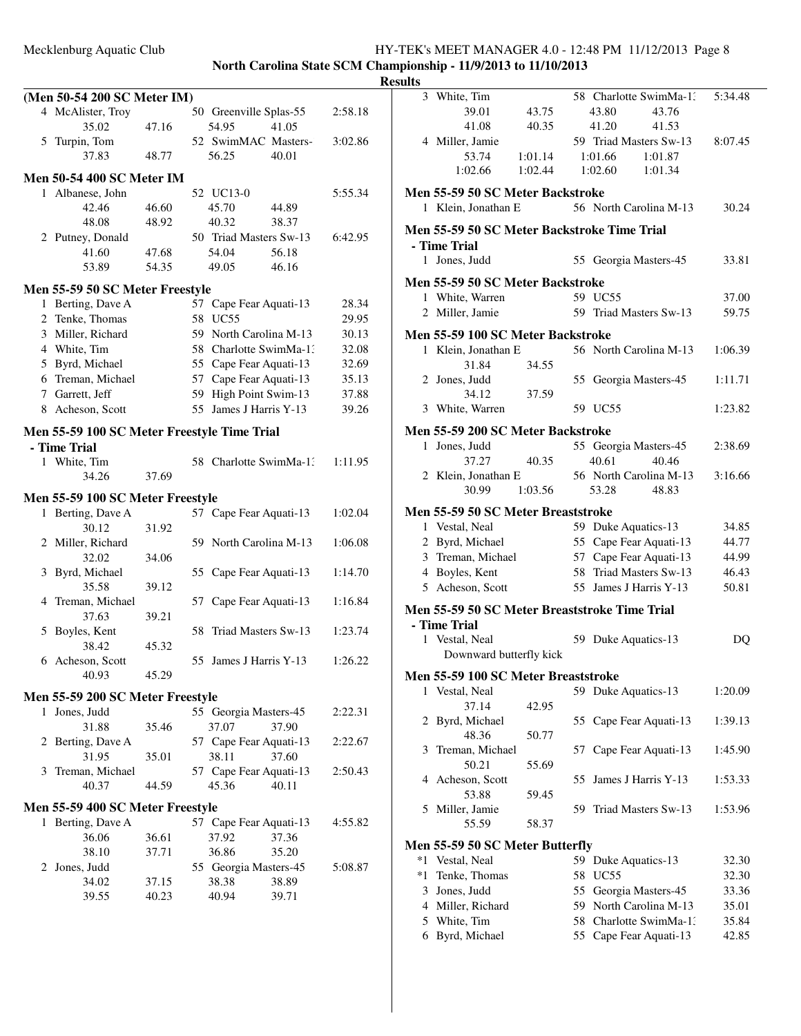**North Carolina State SCM Championship - 11/9/2013 to 11/10/2013**

**Results**

### (Men 50-54 200 SC Meter IM)

| | | | | |
|---|---|---|---|---|
| 4 | McAlister, Troy | 50 | Greenville Splas-55 | 2:58.18 |
| | 35.02 47.16 54.95 41.05 | | | |
| 5 | Turpin, Tom | 52 | SwimMAC Masters- | 3:02.86 |
| | 37.83 48.77 56.25 40.01 | | | |

### Men 50-54 400 SC Meter IM

| | | | | |
|---|---|---|---|---|
| 1 | Albanese, John | 52 | UC13-0 | 5:55.34 |
| | 42.46 46.60 45.70 44.89 | | | |
| | 48.08 48.92 40.32 38.37 | | | |
| 2 | Putney, Donald | 50 | Triad Masters Sw-13 | 6:42.95 |
| | 41.60 47.68 54.04 56.18 | | | |
| | 53.89 54.35 49.05 46.16 | | | |

### Men 55-59 50 SC Meter Freestyle

| | | | | |
|---|---|---|---|---|
| 1 | Berting, Dave A | 57 | Cape Fear Aquati-13 | 28.34 |
| 2 | Tenke, Thomas | 58 | UC55 | 29.95 |
| 3 | Miller, Richard | 59 | North Carolina M-13 | 30.13 |
| 4 | White, Tim | 58 | Charlotte SwimMa-13 | 32.08 |
| 5 | Byrd, Michael | 55 | Cape Fear Aquati-13 | 32.69 |
| 6 | Treman, Michael | 57 | Cape Fear Aquati-13 | 35.13 |
| 7 | Garrett, Jeff | 59 | High Point Swim-13 | 37.88 |
| 8 | Acheson, Scott | 55 | James J Harris Y-13 | 39.26 |

### Men 55-59 100 SC Meter Freestyle Time Trial - Time Trial

| | | | | |
|---|---|---|---|---|
| 1 | White, Tim | 58 | Charlotte SwimMa-13 | 1:11.95 |
| | 34.26 37.69 | | | |

### Men 55-59 100 SC Meter Freestyle

| | | | | |
|---|---|---|---|---|
| 1 | Berting, Dave A | 57 | Cape Fear Aquati-13 | 1:02.04 |
| | 30.12 31.92 | | | |
| 2 | Miller, Richard | 59 | North Carolina M-13 | 1:06.08 |
| | 32.02 34.06 | | | |
| 3 | Byrd, Michael | 55 | Cape Fear Aquati-13 | 1:14.70 |
| | 35.58 39.12 | | | |
| 4 | Treman, Michael | 57 | Cape Fear Aquati-13 | 1:16.84 |
| | 37.63 39.21 | | | |
| 5 | Boyles, Kent | 58 | Triad Masters Sw-13 | 1:23.74 |
| | 38.42 45.32 | | | |
| 6 | Acheson, Scott | 55 | James J Harris Y-13 | 1:26.22 |
| | 40.93 45.29 | | | |

### Men 55-59 200 SC Meter Freestyle

| | | | | |
|---|---|---|---|---|
| 1 | Jones, Judd | 55 | Georgia Masters-45 | 2:22.31 |
| | 31.88 35.46 37.07 37.90 | | | |
| 2 | Berting, Dave A | 57 | Cape Fear Aquati-13 | 2:22.67 |
| | 31.95 35.01 38.11 37.60 | | | |
| 3 | Treman, Michael | 57 | Cape Fear Aquati-13 | 2:50.43 |
| | 40.37 44.59 45.36 40.11 | | | |

### Men 55-59 400 SC Meter Freestyle

| | | | | |
|---|---|---|---|---|
| 1 | Berting, Dave A | 57 | Cape Fear Aquati-13 | 4:55.82 |
| | 36.06 36.61 37.92 37.36 | | | |
| | 38.10 37.71 36.86 35.20 | | | |
| 2 | Jones, Judd | 55 | Georgia Masters-45 | 5:08.87 |
| | 34.02 37.15 38.38 38.89 | | | |
| | 39.55 40.23 40.94 39.71 | | | |
| 3 | White, Tim | 58 | Charlotte SwimMa-13 | 5:34.48 |
| | 39.01 43.75 43.80 43.76 | | | |
| | 41.08 40.35 41.20 41.53 | | | |
| 4 | Miller, Jamie | 59 | Triad Masters Sw-13 | 8:07.45 |
| | 53.74 1:01.14 1:01.66 1:01.87 | | | |
| | 1:02.66 1:02.44 1:02.60 1:01.34 | | | |

### Men 55-59 50 SC Meter Backstroke

| | | | | |
|---|---|---|---|---|
| 1 | Klein, Jonathan E | 56 | North Carolina M-13 | 30.24 |

### Men 55-59 50 SC Meter Backstroke Time Trial - Time Trial

| | | | | |
|---|---|---|---|---|
| 1 | Jones, Judd | 55 | Georgia Masters-45 | 33.81 |

### Men 55-59 50 SC Meter Backstroke

| | | | | |
|---|---|---|---|---|
| 1 | White, Warren | 59 | UC55 | 37.00 |
| 2 | Miller, Jamie | 59 | Triad Masters Sw-13 | 59.75 |

### Men 55-59 100 SC Meter Backstroke

| | | | | |
|---|---|---|---|---|
| 1 | Klein, Jonathan E | 56 | North Carolina M-13 | 1:06.39 |
| | 31.84 34.55 | | | |
| 2 | Jones, Judd | 55 | Georgia Masters-45 | 1:11.71 |
| | 34.12 37.59 | | | |
| 3 | White, Warren | 59 | UC55 | 1:23.82 |

### Men 55-59 200 SC Meter Backstroke

| | | | | |
|---|---|---|---|---|
| 1 | Jones, Judd | 55 | Georgia Masters-45 | 2:38.69 |
| | 37.27 40.35 40.61 40.46 | | | |
| 2 | Klein, Jonathan E | 56 | North Carolina M-13 | 3:16.66 |
| | 30.99 1:03.56 53.28 48.83 | | | |

### Men 55-59 50 SC Meter Breaststroke

| | | | | |
|---|---|---|---|---|
| 1 | Vestal, Neal | 59 | Duke Aquatics-13 | 34.85 |
| 2 | Byrd, Michael | 55 | Cape Fear Aquati-13 | 44.77 |
| 3 | Treman, Michael | 57 | Cape Fear Aquati-13 | 44.99 |
| 4 | Boyles, Kent | 58 | Triad Masters Sw-13 | 46.43 |
| 5 | Acheson, Scott | 55 | James J Harris Y-13 | 50.81 |

### Men 55-59 50 SC Meter Breaststroke Time Trial - Time Trial

| | | | | |
|---|---|---|---|---|
| 1 | Vestal, Neal | 59 | Duke Aquatics-13 | DQ |
| | Downward butterfly kick | | | |

### Men 55-59 100 SC Meter Breaststroke

| | | | | |
|---|---|---|---|---|
| 1 | Vestal, Neal | 59 | Duke Aquatics-13 | 1:20.09 |
| | 37.14 42.95 | | | |
| 2 | Byrd, Michael | 55 | Cape Fear Aquati-13 | 1:39.13 |
| | 48.36 50.77 | | | |
| 3 | Treman, Michael | 57 | Cape Fear Aquati-13 | 1:45.90 |
| | 50.21 55.69 | | | |
| 4 | Acheson, Scott | 55 | James J Harris Y-13 | 1:53.33 |
| | 53.88 59.45 | | | |
| 5 | Miller, Jamie | 59 | Triad Masters Sw-13 | 1:53.96 |
| | 55.59 58.37 | | | |

### Men 55-59 50 SC Meter Butterfly

| | | | | |
|---|---|---|---|---|
| *1 | Vestal, Neal | 59 | Duke Aquatics-13 | 32.30 |
| *1 | Tenke, Thomas | 58 | UC55 | 32.30 |
| 3 | Jones, Judd | 55 | Georgia Masters-45 | 33.36 |
| 4 | Miller, Richard | 59 | North Carolina M-13 | 35.01 |
| 5 | White, Tim | 58 | Charlotte SwimMa-13 | 35.84 |
| 6 | Byrd, Michael | 55 | Cape Fear Aquati-13 | 42.85 |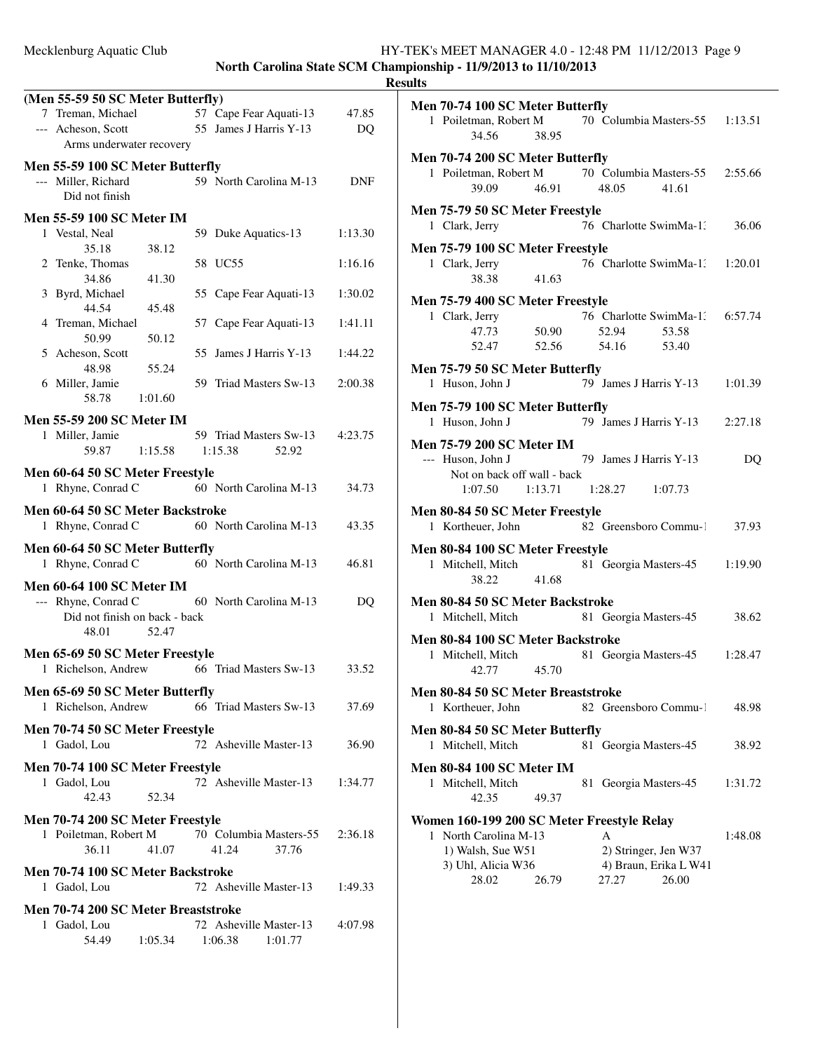**North Carolina State SCM Championship - 11/9/2013 to 11/10/2013**

**Results**

### (Men 55-59 50 SC Meter Butterfly)

| | | | | |
|---|---|---|---|---|
| 7 | Treman, Michael | 57 | Cape Fear Aquati-13 | 47.85 |
| --- | Acheson, Scott | 55 | James J Harris Y-13 | DQ |
| | Arms underwater recovery | | | |

### Men 55-59 100 SC Meter Butterfly

| | | | | |
|---|---|---|---|---|
| --- | Miller, Richard | 59 | North Carolina M-13 | DNF |
| | Did not finish | | | |

### Men 55-59 100 SC Meter IM

| | | | | |
|---|---|---|---|---|
| 1 | Vestal, Neal | 59 | Duke Aquatics-13 | 1:13.30 |
| | 35.18 38.12 | | | |
| 2 | Tenke, Thomas | 58 | UC55 | 1:16.16 |
| | 34.86 41.30 | | | |
| 3 | Byrd, Michael | 55 | Cape Fear Aquati-13 | 1:30.02 |
| | 44.54 45.48 | | | |
| 4 | Treman, Michael | 57 | Cape Fear Aquati-13 | 1:41.11 |
| | 50.99 50.12 | | | |
| 5 | Acheson, Scott | 55 | James J Harris Y-13 | 1:44.22 |
| | 48.98 55.24 | | | |
| 6 | Miller, Jamie | 59 | Triad Masters Sw-13 | 2:00.38 |
| | 58.78 1:01.60 | | | |

### Men 55-59 200 SC Meter IM

| | | | | |
|---|---|---|---|---|
| 1 | Miller, Jamie | 59 | Triad Masters Sw-13 | 4:23.75 |
| | 59.87 1:15.58 1:15.38 52.92 | | | |

### Men 60-64 50 SC Meter Freestyle

| | | | | |
|---|---|---|---|---|
| 1 | Rhyne, Conrad C | 60 | North Carolina M-13 | 34.73 |

### Men 60-64 50 SC Meter Backstroke

| | | | | |
|---|---|---|---|---|
| 1 | Rhyne, Conrad C | 60 | North Carolina M-13 | 43.35 |

### Men 60-64 50 SC Meter Butterfly

| | | | | |
|---|---|---|---|---|
| 1 | Rhyne, Conrad C | 60 | North Carolina M-13 | 46.81 |

### Men 60-64 100 SC Meter IM

| | | | | |
|---|---|---|---|---|
| --- | Rhyne, Conrad C | 60 | North Carolina M-13 | DQ |
| | Did not finish on back - back | | | |
| | 48.01 52.47 | | | |

### Men 65-69 50 SC Meter Freestyle

| | | | | |
|---|---|---|---|---|
| 1 | Richelson, Andrew | 66 | Triad Masters Sw-13 | 33.52 |

### Men 65-69 50 SC Meter Butterfly

| | | | | |
|---|---|---|---|---|
| 1 | Richelson, Andrew | 66 | Triad Masters Sw-13 | 37.69 |

### Men 70-74 50 SC Meter Freestyle

| | | | | |
|---|---|---|---|---|
| 1 | Gadol, Lou | 72 | Asheville Master-13 | 36.90 |

### Men 70-74 100 SC Meter Freestyle

| | | | | |
|---|---|---|---|---|
| 1 | Gadol, Lou | 72 | Asheville Master-13 | 1:34.77 |
| | 42.43 52.34 | | | |

### Men 70-74 200 SC Meter Freestyle

| | | | | |
|---|---|---|---|---|
| 1 | Poiletman, Robert M | 70 | Columbia Masters-55 | 2:36.18 |
| | 36.11 41.07 41.24 37.76 | | | |

### Men 70-74 100 SC Meter Backstroke

| | | | | |
|---|---|---|---|---|
| 1 | Gadol, Lou | 72 | Asheville Master-13 | 1:49.33 |

### Men 70-74 200 SC Meter Breaststroke

| | | | | |
|---|---|---|---|---|
| 1 | Gadol, Lou | 72 | Asheville Master-13 | 4:07.98 |
| | 54.49 1:05.34 1:06.38 1:01.77 | | | |

### Men 70-74 100 SC Meter Butterfly

| | | | | |
|---|---|---|---|---|
| 1 | Poiletman, Robert M | 70 | Columbia Masters-55 | 1:13.51 |
| | 34.56 38.95 | | | |

### Men 70-74 200 SC Meter Butterfly

| | | | | |
|---|---|---|---|---|
| 1 | Poiletman, Robert M | 70 | Columbia Masters-55 | 2:55.66 |
| | 39.09 46.91 48.05 41.61 | | | |

### Men 75-79 50 SC Meter Freestyle

| | | | | |
|---|---|---|---|---|
| 1 | Clark, Jerry | 76 | Charlotte SwimMa-13 | 36.06 |

### Men 75-79 100 SC Meter Freestyle

| | | | | |
|---|---|---|---|---|
| 1 | Clark, Jerry | 76 | Charlotte SwimMa-13 | 1:20.01 |
| | 38.38 41.63 | | | |

### Men 75-79 400 SC Meter Freestyle

| | | | | |
|---|---|---|---|---|
| 1 | Clark, Jerry | 76 | Charlotte SwimMa-13 | 6:57.74 |
| | 47.73 50.90 52.94 53.58 | | | |
| | 52.47 52.56 54.16 53.40 | | | |

### Men 75-79 50 SC Meter Butterfly

| | | | | |
|---|---|---|---|---|
| 1 | Huson, John J | 79 | James J Harris Y-13 | 1:01.39 |

### Men 75-79 100 SC Meter Butterfly

| | | | | |
|---|---|---|---|---|
| 1 | Huson, John J | 79 | James J Harris Y-13 | 2:27.18 |

### Men 75-79 200 SC Meter IM

| | | | | |
|---|---|---|---|---|
| --- | Huson, John J | 79 | James J Harris Y-13 | DQ |
| | Not on back off wall - back | | | |
| | 1:07.50 1:13.71 1:28.27 1:07.73 | | | |

### Men 80-84 50 SC Meter Freestyle

| | | | | |
|---|---|---|---|---|
| 1 | Kortheuer, John | 82 | Greensboro Commu-1 | 37.93 |

### Men 80-84 100 SC Meter Freestyle

| | | | | |
|---|---|---|---|---|
| 1 | Mitchell, Mitch | 81 | Georgia Masters-45 | 1:19.90 |
| | 38.22 41.68 | | | |

### Men 80-84 50 SC Meter Backstroke

| | | | | |
|---|---|---|---|---|
| 1 | Mitchell, Mitch | 81 | Georgia Masters-45 | 38.62 |

### Men 80-84 100 SC Meter Backstroke

| | | | | |
|---|---|---|---|---|
| 1 | Mitchell, Mitch | 81 | Georgia Masters-45 | 1:28.47 |
| | 42.77 45.70 | | | |

### Men 80-84 50 SC Meter Breaststroke

| | | | | |
|---|---|---|---|---|
| 1 | Kortheuer, John | 82 | Greensboro Commu-1 | 48.98 |

### Men 80-84 50 SC Meter Butterfly

| | | | | |
|---|---|---|---|---|
| 1 | Mitchell, Mitch | 81 | Georgia Masters-45 | 38.92 |

### Men 80-84 100 SC Meter IM

| | | | | |
|---|---|---|---|---|
| 1 | Mitchell, Mitch | 81 | Georgia Masters-45 | 1:31.72 |
| | 42.35 49.37 | | | |

### Women 160-199 200 SC Meter Freestyle Relay

| | | | |
|---|---|---|---|
| 1 | North Carolina M-13 | A | 1:48.08 |
| | 1) Walsh, Sue W51 | 2) Stringer, Jen W37 | |
| | 3) Uhl, Alicia W36 | 4) Braun, Erika L W41 | |
| | 28.02 26.79 | 27.27 26.00 | |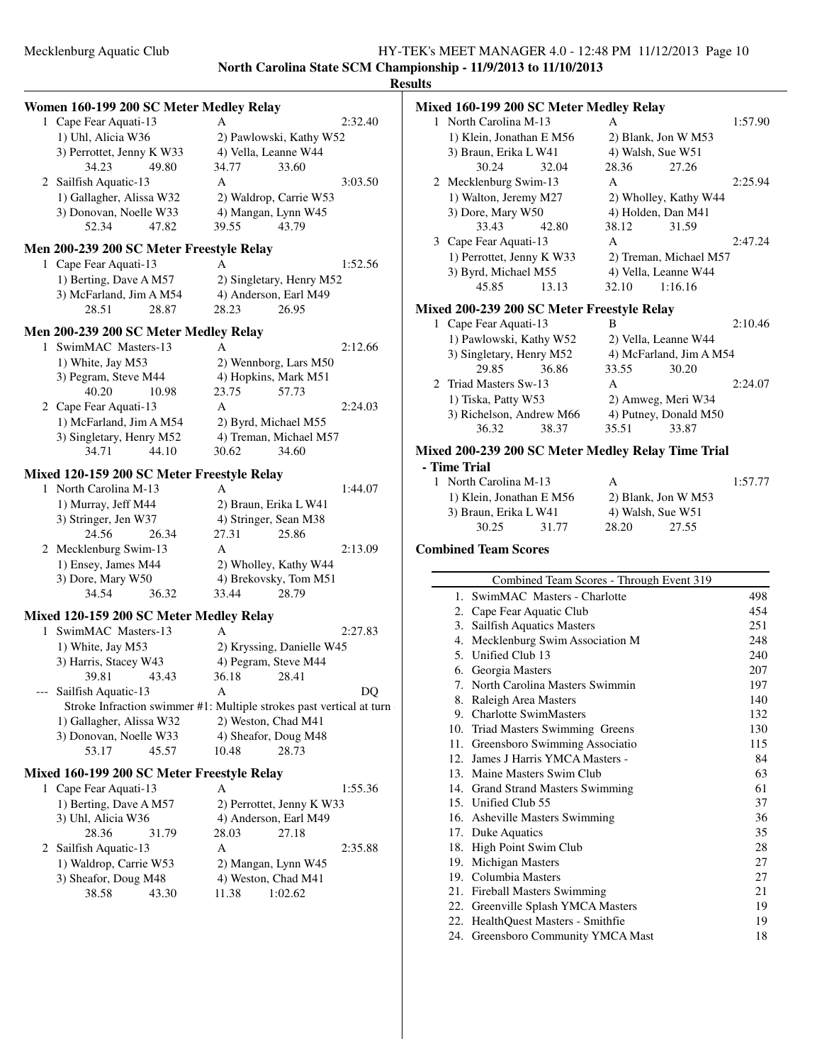## Results

### Women 160-199 200 SC Meter Medley Relay

1 Cape Fear Aquati-13 — A — 2:32.40
1) Uhl, Alicia W36 2) Pawlowski, Kathy W52
3) Perrottet, Jenny K W33 4) Vella, Leanne W44
34.23 49.80 34.77 33.60

2 Sailfish Aquatic-13 — A — 3:03.50
1) Gallagher, Alissa W32 2) Waldrop, Carrie W53
3) Donovan, Noelle W33 4) Mangan, Lynn W45
52.34 47.82 39.55 43.79

### Men 200-239 200 SC Meter Freestyle Relay

1 Cape Fear Aquati-13 — A — 1:52.56
1) Berting, Dave A M57 2) Singletary, Henry M52
3) McFarland, Jim A M54 4) Anderson, Earl M49
28.51 28.87 28.23 26.95

### Men 200-239 200 SC Meter Medley Relay

1 SwimMAC Masters-13 — A — 2:12.66
1) White, Jay M53 2) Wennborg, Lars M50
3) Pegram, Steve M44 4) Hopkins, Mark M51
40.20 10.98 23.75 57.73

2 Cape Fear Aquati-13 — A — 2:24.03
1) McFarland, Jim A M54 2) Byrd, Michael M55
3) Singletary, Henry M52 4) Treman, Michael M57
34.71 44.10 30.62 34.60

### Mixed 120-159 200 SC Meter Freestyle Relay

1 North Carolina M-13 — A — 1:44.07
1) Murray, Jeff M44 2) Braun, Erika L W41
3) Stringer, Jen W37 4) Stringer, Sean M38
24.56 26.34 27.31 25.86

2 Mecklenburg Swim-13 — A — 2:13.09
1) Ensey, James M44 2) Wholley, Kathy W44
3) Dore, Mary W50 4) Brekovsky, Tom M51
34.54 36.32 33.44 28.79

### Mixed 120-159 200 SC Meter Medley Relay

1 SwimMAC Masters-13 — A — 2:27.83
1) White, Jay M53 2) Kryssing, Danielle W45
3) Harris, Stacey W43 4) Pegram, Steve M44
39.81 43.43 36.18 28.41

--- Sailfish Aquatic-13 — A — DQ
Stroke Infraction swimmer #1: Multiple strokes past vertical at turn
1) Gallagher, Alissa W32 2) Weston, Chad M41
3) Donovan, Noelle W33 4) Sheafor, Doug M48
53.17 45.57 10.48 28.73

### Mixed 160-199 200 SC Meter Freestyle Relay

1 Cape Fear Aquati-13 — A — 1:55.36
1) Berting, Dave A M57 2) Perrottet, Jenny K W33
3) Uhl, Alicia W36 4) Anderson, Earl M49
28.36 31.79 28.03 27.18

2 Sailfish Aquatic-13 — A — 2:35.88
1) Waldrop, Carrie W53 2) Mangan, Lynn W45
3) Sheafor, Doug M48 4) Weston, Chad M41
38.58 43.30 11.38 1:02.62

### Mixed 160-199 200 SC Meter Medley Relay

1 North Carolina M-13 — A — 1:57.90
1) Klein, Jonathan E M56 2) Blank, Jon W M53
3) Braun, Erika L W41 4) Walsh, Sue W51
30.24 32.04 28.36 27.26

2 Mecklenburg Swim-13 — A — 2:25.94
1) Walton, Jeremy M27 2) Wholley, Kathy W44
3) Dore, Mary W50 4) Holden, Dan M41
33.43 42.80 38.12 31.59

3 Cape Fear Aquati-13 — A — 2:47.24
1) Perrottet, Jenny K W33 2) Treman, Michael M57
3) Byrd, Michael M55 4) Vella, Leanne W44
45.85 13.13 32.10 1:16.16

### Mixed 200-239 200 SC Meter Freestyle Relay

1 Cape Fear Aquati-13 — B — 2:10.46
1) Pawlowski, Kathy W52 2) Vella, Leanne W44
3) Singletary, Henry M52 4) McFarland, Jim A M54
29.85 36.86 33.55 30.20

2 Triad Masters Sw-13 — A — 2:24.07
1) Tiska, Patty W53 2) Amweg, Meri W34
3) Richelson, Andrew M66 4) Putney, Donald M50
36.32 38.37 35.51 33.87

### Mixed 200-239 200 SC Meter Medley Relay Time Trial - Time Trial

1 North Carolina M-13 — A — 1:57.77
1) Klein, Jonathan E M56 2) Blank, Jon W M53
3) Braun, Erika L W41 4) Walsh, Sue W51
30.25 31.77 28.20 27.55

### Combined Team Scores

| Combined Team Scores - Through Event 319 | | |
|---|---|---|
| 1. | SwimMAC Masters - Charlotte | 498 |
| 2. | Cape Fear Aquatic Club | 454 |
| 3. | Sailfish Aquatics Masters | 251 |
| 4. | Mecklenburg Swim Association M | 248 |
| 5. | Unified Club 13 | 240 |
| 6. | Georgia Masters | 207 |
| 7. | North Carolina Masters Swimmin | 197 |
| 8. | Raleigh Area Masters | 140 |
| 9. | Charlotte SwimMasters | 132 |
| 10. | Triad Masters Swimming Greens | 130 |
| 11. | Greensboro Swimming Associatio | 115 |
| 12. | James J Harris YMCA Masters - | 84 |
| 13. | Maine Masters Swim Club | 63 |
| 14. | Grand Strand Masters Swimming | 61 |
| 15. | Unified Club 55 | 37 |
| 16. | Asheville Masters Swimming | 36 |
| 17. | Duke Aquatics | 35 |
| 18. | High Point Swim Club | 28 |
| 19. | Michigan Masters | 27 |
| 19. | Columbia Masters | 27 |
| 21. | Fireball Masters Swimming | 21 |
| 22. | Greenville Splash YMCA Masters | 19 |
| 22. | HealthQuest Masters - Smithfie | 19 |
| 24. | Greensboro Community YMCA Mast | 18 |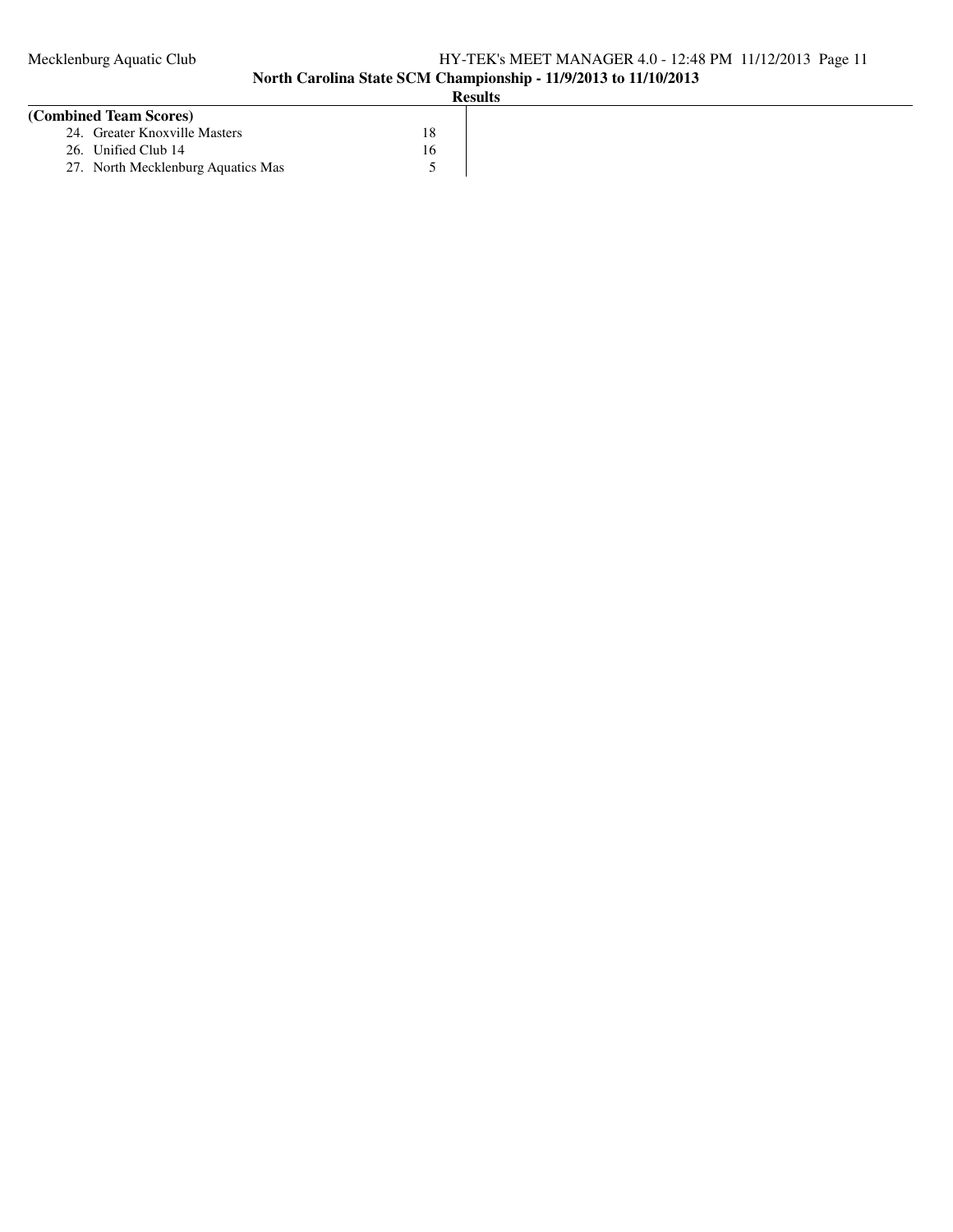## (Combined Team Scores)

| | | |
|---|---|---|
| 24. | Greater Knoxville Masters | 18 |
| 26. | Unified Club 14 | 16 |
| 27. | North Mecklenburg Aquatics Mas | 5 |